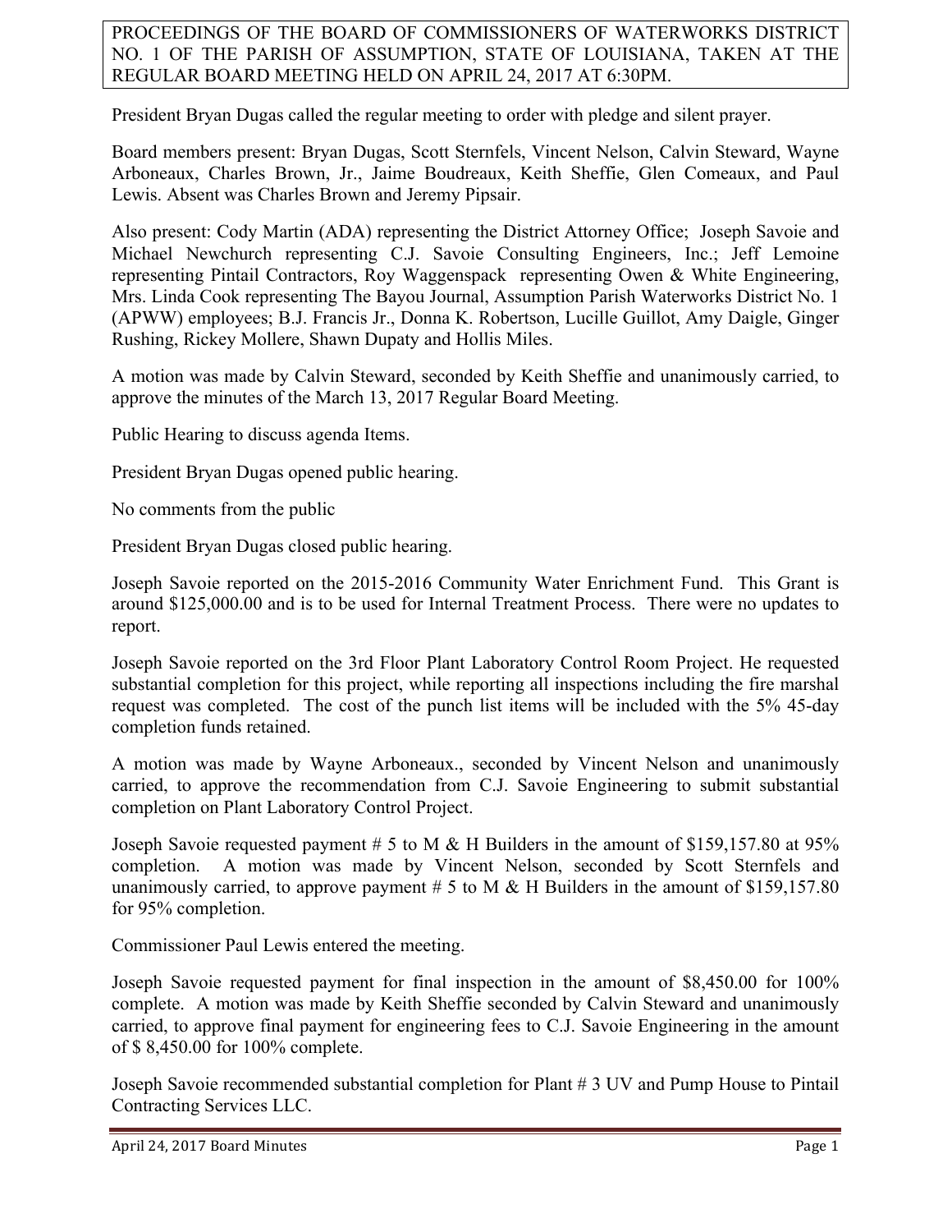PROCEEDINGS OF THE BOARD OF COMMISSIONERS OF WATERWORKS DISTRICT NO. 1 OF THE PARISH OF ASSUMPTION, STATE OF LOUISIANA, TAKEN AT THE REGULAR BOARD MEETING HELD ON APRIL 24, 2017 AT 6:30PM.

President Bryan Dugas called the regular meeting to order with pledge and silent prayer.

Board members present: Bryan Dugas, Scott Sternfels, Vincent Nelson, Calvin Steward, Wayne Arboneaux, Charles Brown, Jr., Jaime Boudreaux, Keith Sheffie, Glen Comeaux, and Paul Lewis. Absent was Charles Brown and Jeremy Pipsair.

Also present: Cody Martin (ADA) representing the District Attorney Office; Joseph Savoie and Michael Newchurch representing C.J. Savoie Consulting Engineers, Inc.; Jeff Lemoine representing Pintail Contractors, Roy Waggenspack representing Owen & White Engineering, Mrs. Linda Cook representing The Bayou Journal, Assumption Parish Waterworks District No. 1 (APWW) employees; B.J. Francis Jr., Donna K. Robertson, Lucille Guillot, Amy Daigle, Ginger Rushing, Rickey Mollere, Shawn Dupaty and Hollis Miles.

A motion was made by Calvin Steward, seconded by Keith Sheffie and unanimously carried, to approve the minutes of the March 13, 2017 Regular Board Meeting.

Public Hearing to discuss agenda Items.

President Bryan Dugas opened public hearing.

No comments from the public

President Bryan Dugas closed public hearing.

Joseph Savoie reported on the 2015-2016 Community Water Enrichment Fund. This Grant is around $125,000.00 and is to be used for Internal Treatment Process. There were no updates to report.

Joseph Savoie reported on the 3rd Floor Plant Laboratory Control Room Project. He requested substantial completion for this project, while reporting all inspections including the fire marshal request was completed. The cost of the punch list items will be included with the 5% 45-day completion funds retained.

A motion was made by Wayne Arboneaux., seconded by Vincent Nelson and unanimously carried, to approve the recommendation from C.J. Savoie Engineering to submit substantial completion on Plant Laboratory Control Project.

Joseph Savoie requested payment # 5 to M & H Builders in the amount of $159,157.80 at 95% completion. A motion was made by Vincent Nelson, seconded by Scott Sternfels and unanimously carried, to approve payment # 5 to M & H Builders in the amount of $159,157.80 for 95% completion.

Commissioner Paul Lewis entered the meeting.

Joseph Savoie requested payment for final inspection in the amount of $8,450.00 for 100% complete. A motion was made by Keith Sheffie seconded by Calvin Steward and unanimously carried, to approve final payment for engineering fees to C.J. Savoie Engineering in the amount of $ 8,450.00 for 100% complete.

Joseph Savoie recommended substantial completion for Plant # 3 UV and Pump House to Pintail Contracting Services LLC.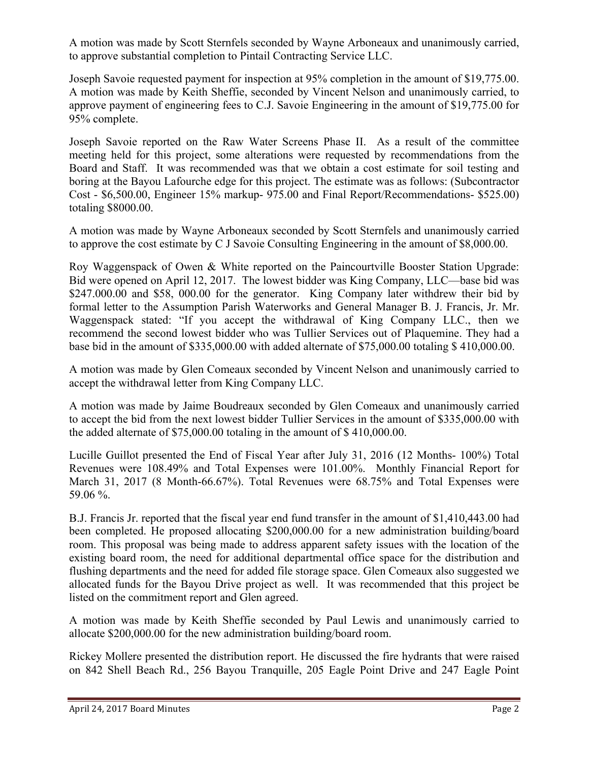A motion was made by Scott Sternfels seconded by Wayne Arboneaux and unanimously carried, to approve substantial completion to Pintail Contracting Service LLC.

Joseph Savoie requested payment for inspection at 95% completion in the amount of $19,775.00. A motion was made by Keith Sheffie, seconded by Vincent Nelson and unanimously carried, to approve payment of engineering fees to C.J. Savoie Engineering in the amount of $19,775.00 for 95% complete.

Joseph Savoie reported on the Raw Water Screens Phase II. As a result of the committee meeting held for this project, some alterations were requested by recommendations from the Board and Staff. It was recommended was that we obtain a cost estimate for soil testing and boring at the Bayou Lafourche edge for this project. The estimate was as follows: (Subcontractor Cost - $6,500.00, Engineer 15% markup- 975.00 and Final Report/Recommendations- $525.00) totaling $8000.00.

A motion was made by Wayne Arboneaux seconded by Scott Sternfels and unanimously carried to approve the cost estimate by C J Savoie Consulting Engineering in the amount of $8,000.00.

Roy Waggenspack of Owen & White reported on the Paincourtville Booster Station Upgrade: Bid were opened on April 12, 2017. The lowest bidder was King Company, LLC—base bid was $247.000.00 and $58, 000.00 for the generator. King Company later withdrew their bid by formal letter to the Assumption Parish Waterworks and General Manager B. J. Francis, Jr. Mr. Waggenspack stated: "If you accept the withdrawal of King Company LLC., then we recommend the second lowest bidder who was Tullier Services out of Plaquemine. They had a base bid in the amount of $335,000.00 with added alternate of $75,000.00 totaling $ 410,000.00.

A motion was made by Glen Comeaux seconded by Vincent Nelson and unanimously carried to accept the withdrawal letter from King Company LLC.

A motion was made by Jaime Boudreaux seconded by Glen Comeaux and unanimously carried to accept the bid from the next lowest bidder Tullier Services in the amount of $335,000.00 with the added alternate of $75,000.00 totaling in the amount of $ 410,000.00.

Lucille Guillot presented the End of Fiscal Year after July 31, 2016 (12 Months- 100%) Total Revenues were 108.49% and Total Expenses were 101.00%. Monthly Financial Report for March 31, 2017 (8 Month-66.67%). Total Revenues were 68.75% and Total Expenses were 59.06 %.

B.J. Francis Jr. reported that the fiscal year end fund transfer in the amount of $1,410,443.00 had been completed. He proposed allocating $200,000.00 for a new administration building/board room. This proposal was being made to address apparent safety issues with the location of the existing board room, the need for additional departmental office space for the distribution and flushing departments and the need for added file storage space. Glen Comeaux also suggested we allocated funds for the Bayou Drive project as well. It was recommended that this project be listed on the commitment report and Glen agreed.

A motion was made by Keith Sheffie seconded by Paul Lewis and unanimously carried to allocate $200,000.00 for the new administration building/board room.

Rickey Mollere presented the distribution report. He discussed the fire hydrants that were raised on 842 Shell Beach Rd., 256 Bayou Tranquille, 205 Eagle Point Drive and 247 Eagle Point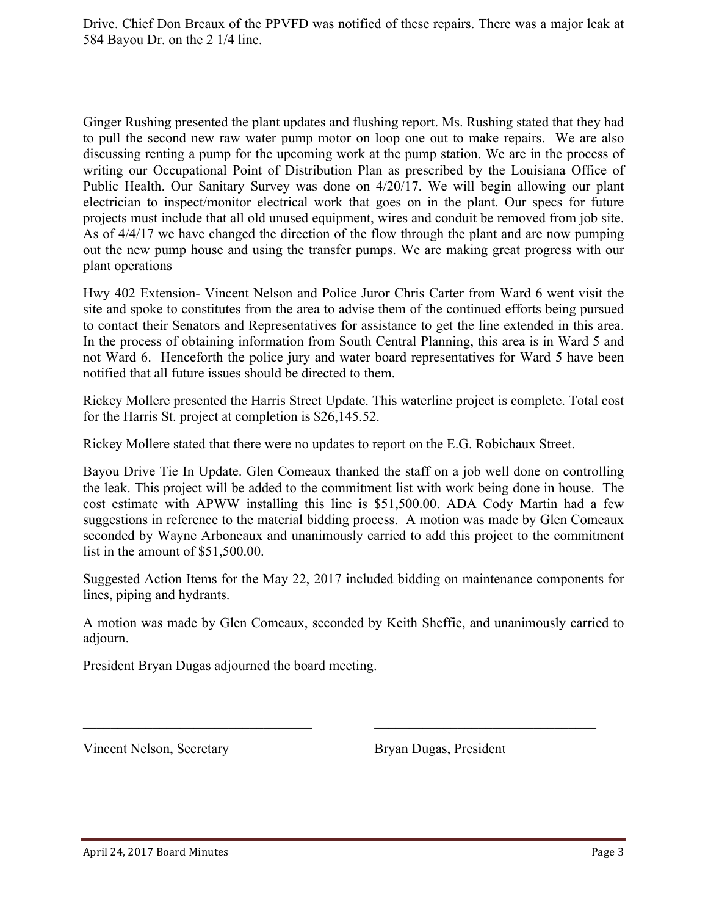Drive. Chief Don Breaux of the PPVFD was notified of these repairs. There was a major leak at 584 Bayou Dr. on the 2 1/4 line.

Ginger Rushing presented the plant updates and flushing report. Ms. Rushing stated that they had to pull the second new raw water pump motor on loop one out to make repairs. We are also discussing renting a pump for the upcoming work at the pump station. We are in the process of writing our Occupational Point of Distribution Plan as prescribed by the Louisiana Office of Public Health. Our Sanitary Survey was done on 4/20/17. We will begin allowing our plant electrician to inspect/monitor electrical work that goes on in the plant. Our specs for future projects must include that all old unused equipment, wires and conduit be removed from job site. As of 4/4/17 we have changed the direction of the flow through the plant and are now pumping out the new pump house and using the transfer pumps. We are making great progress with our plant operations

Hwy 402 Extension- Vincent Nelson and Police Juror Chris Carter from Ward 6 went visit the site and spoke to constitutes from the area to advise them of the continued efforts being pursued to contact their Senators and Representatives for assistance to get the line extended in this area. In the process of obtaining information from South Central Planning, this area is in Ward 5 and not Ward 6. Henceforth the police jury and water board representatives for Ward 5 have been notified that all future issues should be directed to them.

Rickey Mollere presented the Harris Street Update. This waterline project is complete. Total cost for the Harris St. project at completion is $26,145.52.

Rickey Mollere stated that there were no updates to report on the E.G. Robichaux Street.

Bayou Drive Tie In Update. Glen Comeaux thanked the staff on a job well done on controlling the leak. This project will be added to the commitment list with work being done in house. The cost estimate with APWW installing this line is $51,500.00. ADA Cody Martin had a few suggestions in reference to the material bidding process. A motion was made by Glen Comeaux seconded by Wayne Arboneaux and unanimously carried to add this project to the commitment list in the amount of $51,500.00.

Suggested Action Items for the May 22, 2017 included bidding on maintenance components for lines, piping and hydrants.

A motion was made by Glen Comeaux, seconded by Keith Sheffie, and unanimously carried to adjourn.

President Bryan Dugas adjourned the board meeting.

\_\_\_\_\_\_\_\_\_\_\_\_\_\_\_\_\_\_\_\_\_\_\_\_\_\_\_\_\_\_\_\_ \_\_\_\_\_\_\_\_\_\_\_\_\_\_\_\_\_\_\_\_\_\_\_\_\_\_\_\_\_\_\_\_

Vincent Nelson, Secretary Bryan Dugas, President